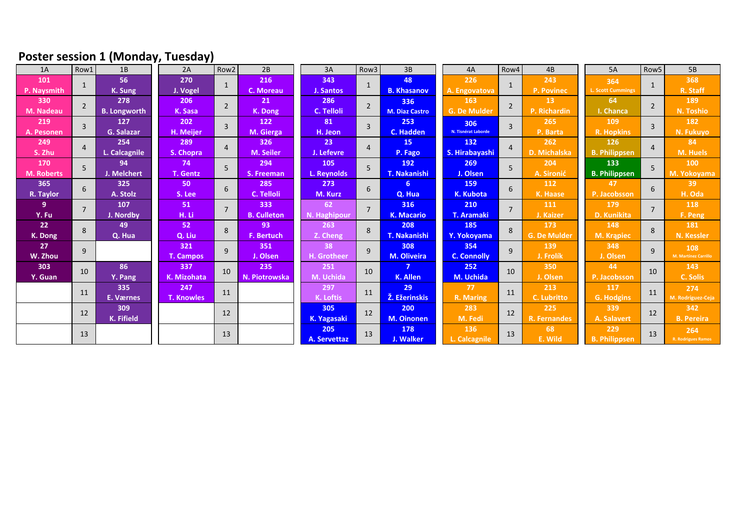## Poster session 1 (Monday, Tuesday)

| 1A | Row1 | 1B |
|---|---|---|
| 101 P. Naysmith | 1 | 56 K. Sung |
| 330 M. Nadeau | 2 | 278 B. Longworth |
| 219 A. Pesonen | 3 | 127 G. Salazar |
| 249 S. Zhu | 4 | 254 L. Calcagnile |
| 170 M. Roberts | 5 | 94 J. Melchert |
| 365 R. Taylor | 6 | 325 A. Stolz |
| 9 Y. Fu | 7 | 107 J. Nordby |
| 22 K. Dong | 8 | 49 Q. Hua |
| 27 W. Zhou | 9 | |
| 303 Y. Guan | 10 | 86 Y. Pang |
| | 11 | 335 E. Værnes |
| | 12 | 309 K. Fifield |
| | 13 | |

| 2A | Row2 | 2B |
|---|---|---|
| 270 J. Vogel | 1 | 216 C. Moreau |
| 206 K. Sasa | 2 | 21 K. Dong |
| 202 H. Meijer | 3 | 122 M. Gierga |
| 289 S. Chopra | 4 | 326 M. Seiler |
| 74 T. Gentz | 5 | 294 S. Freeman |
| 50 S. Lee | 6 | 285 C. Telloli |
| 51 H. Li | 7 | 333 B. Culleton |
| 52 Q. Liu | 8 | 93 F. Bertuch |
| 321 T. Campos | 9 | 351 J. Olsen |
| 337 K. Mizohata | 10 | 235 N. Piotrowska |
| 247 T. Knowles | 11 | |
| | 12 | |
| | 13 | |

| 3A | Row3 | 3B |
|---|---|---|
| 343 J. Santos | 1 | 48 B. Khasanov |
| 286 C. Telloli | 2 | 336 M. Diaz Castro |
| 81 H. Jeon | 3 | 253 C. Hadden |
| 23 J. Lefevre | 4 | 15 P. Fago |
| 105 L. Reynolds | 5 | 192 T. Nakanishi |
| 273 M. Kurz | 6 | 6 Q. Hua |
| 62 N. Haghipour | 7 | 316 K. Macario |
| 263 Z. Cheng | 8 | 208 T. Nakanishi |
| 38 H. Grotheer | 9 | 308 M. Oliveira |
| 251 M. Uchida | 10 | 7 K. Allen |
| 297 K. Loftis | 11 | 29 Ž. Ežerinskis |
| 305 K. Yagasaki | 12 | 200 M. Oinonen |
| 205 A. Servettaz | 13 | 178 J. Walker |

| 4A | Row4 | 4B |
|---|---|---|
| 226 A. Engovatova | 1 | 243 P. Povinec |
| 163 G. De Mulder | 2 | 13 P. Richardin |
| 306 N. Tisnérat Laborde | 3 | 265 P. Barta |
| 132 S. Hirabayashi | 4 | 262 D. Michalska |
| 269 J. Olsen | 5 | 204 A. Sironić |
| 159 K. Kubota | 6 | 112 K. Haase |
| 210 T. Aramaki | 7 | 111 J. Kaizer |
| 185 Y. Yokoyama | 8 | 173 G. De Mulder |
| 354 C. Connolly | 9 | 139 J. Frolík |
| 252 M. Uchida | 10 | 350 J. Olsen |
| 77 R. Maring | 11 | 213 C. Lubritto |
| 283 M. Fedi | 12 | 225 R. Fernandes |
| 136 L. Calcagnile | 13 | 68 E. Wild |

| 5A | Row5 | 5B |
|---|---|---|
| 364 L. Scott Cummings | 1 | 368 R. Staff |
| 64 I. Chanca | 2 | 189 N. Toshio |
| 109 R. Hopkins | 3 | 182 N. Fukuyo |
| 126 B. Philippsen | 4 | 84 M. Huels |
| 133 B. Philippsen | 5 | 100 M. Yokoyama |
| 47 P. Jacobsson | 6 | 39 H. Oda |
| 179 D. Kunikita | 7 | 118 F. Peng |
| 148 M. Krąpiec | 8 | 181 N. Kessler |
| 348 J. Olsen | 9 | 108 M. Martinez Carrillo |
| 44 P. Jacobsson | 10 | 143 C. Solis |
| 117 G. Hodgins | 11 | 274 M. Rodríguez-Ceja |
| 339 A. Salavert | 12 | 342 B. Pereira |
| 229 B. Philippsen | 13 | 264 R. Rodrigues Ramos |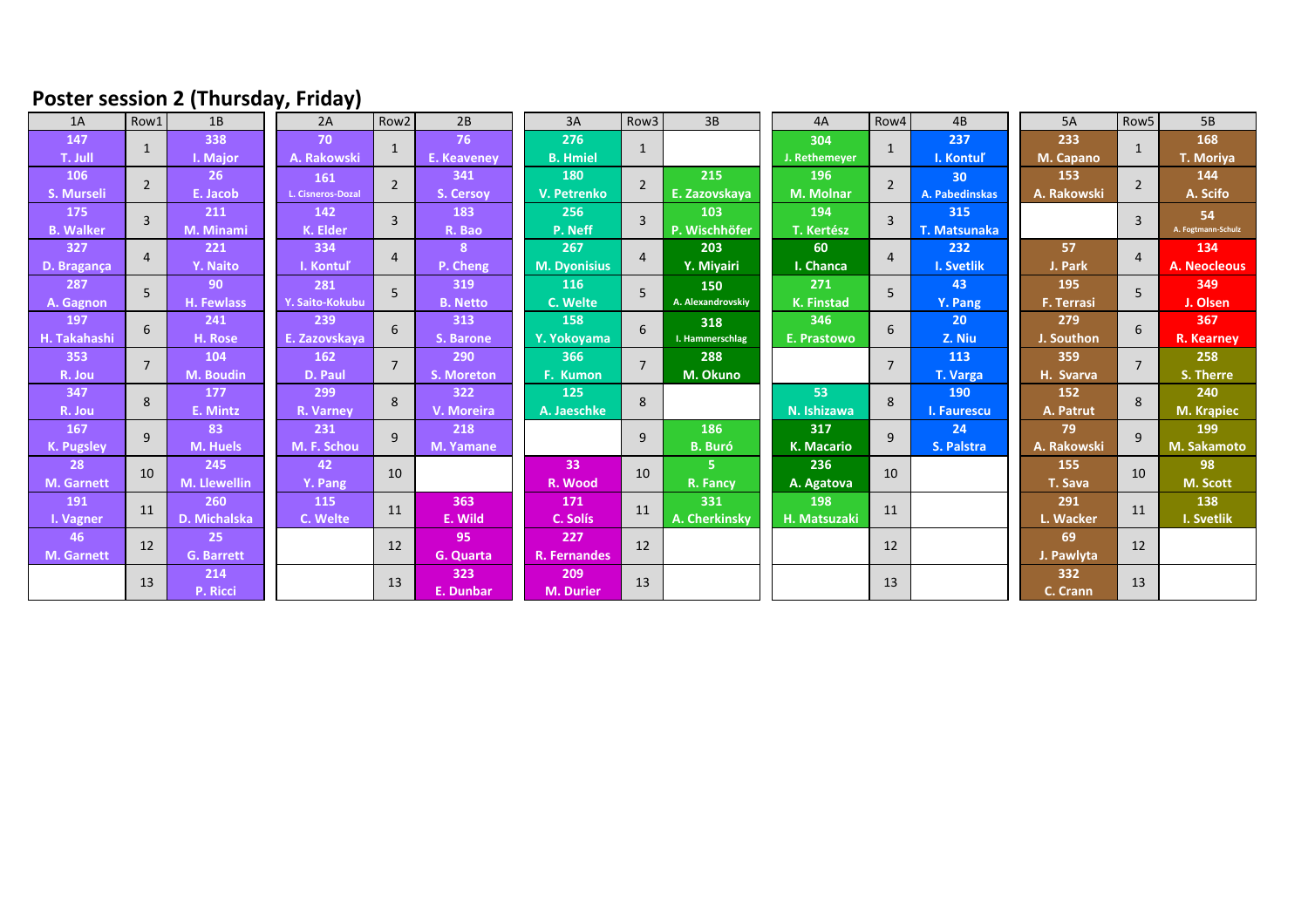## Poster session 2 (Thursday, Friday)

| 1A | Row1 | 1B | 2A | Row2 | 2B | 3A | Row3 | 3B | 4A | Row4 | 4B | 5A | Row5 | 5B |
|---|---|---|---|---|---|---|---|---|---|---|---|---|---|---|
| 147 T. Jull | 1 | 338 I. Major | 70 A. Rakowski | 1 | 76 E. Keaveney | 276 B. Hmiel | 1 | | 304 J. Rethemeyer | 1 | 237 I. Kontuľ | 233 M. Capano | 1 | 168 T. Moriya |
| 106 S. Murseli | 2 | 26 E. Jacob | 161 L. Cisneros-Dozal | 2 | 341 S. Cersoy | 180 V. Petrenko | 2 | 215 E. Zazovskaya | 196 M. Molnar | 2 | 30 A. Pabedinskas | 153 A. Rakowski | 2 | 144 A. Scifo |
| 175 B. Walker | 3 | 211 M. Minami | 142 K. Elder | 3 | 183 R. Bao | 256 P. Neff | 3 | 103 P. Wischhöfer | 194 T. Kertész | 3 | 315 T. Matsunaka | | 3 | 54 A. Fogtmann-Schulz |
| 327 D. Bragança | 4 | 221 Y. Naito | 334 I. Kontuľ | 4 | 8 P. Cheng | 267 M. Dyonisius | 4 | 203 Y. Miyairi | 60 I. Chanca | 4 | 232 I. Svetlik | 57 J. Park | 4 | 134 A. Neocleous |
| 287 A. Gagnon | 5 | 90 H. Fewlass | 281 Y. Saito-Kokubu | 5 | 319 B. Netto | 116 C. Welte | 5 | 150 A. Alexandrovskiy | 271 K. Finstad | 5 | 43 Y. Pang | 195 F. Terrasi | 5 | 349 J. Olsen |
| 197 H. Takahashi | 6 | 241 H. Rose | 239 E. Zazovskaya | 6 | 313 S. Barone | 158 Y. Yokoyama | 6 | 318 I. Hammerschlag | 346 E. Prastowo | 6 | 20 Z. Niu | 279 J. Southon | 6 | 367 R. Kearney |
| 353 R. Jou | 7 | 104 M. Boudin | 162 D. Paul | 7 | 290 S. Moreton | 366 F. Kumon | 7 | 288 M. Okuno | | 7 | 113 T. Varga | 359 H. Svarva | 7 | 258 S. Therre |
| 347 R. Jou | 8 | 177 E. Mintz | 299 R. Varney | 8 | 322 V. Moreira | 125 A. Jaeschke | 8 | | 53 N. Ishizawa | 8 | 190 I. Faurescu | 152 A. Patrut | 8 | 240 M. Krąpiec |
| 167 K. Pugsley | 9 | 83 M. Huels | 231 M. F. Schou | 9 | 218 M. Yamane | | 9 | 186 B. Buró | 317 K. Macario | 9 | 24 S. Palstra | 79 A. Rakowski | 9 | 199 M. Sakamoto |
| 28 M. Garnett | 10 | 245 M. Llewellin | 42 Y. Pang | 10 | | 33 R. Wood | 10 | 5 R. Fancy | 236 A. Agatova | 10 | | 155 T. Sava | 10 | 98 M. Scott |
| 191 I. Vagner | 11 | 260 D. Michalska | 115 C. Welte | 11 | 363 E. Wild | 171 C. Solís | 11 | 331 A. Cherkinsky | 198 H. Matsuzaki | 11 | | 291 L. Wacker | 11 | 138 I. Svetlik |
| 46 M. Garnett | 12 | 25 G. Barrett | | 12 | 95 G. Quarta | 227 R. Fernandes | 12 | | | 12 | | 69 J. Pawlyta | 12 | |
| | 13 | 214 P. Ricci | | 13 | 323 E. Dunbar | 209 M. Durier | 13 | | | 13 | | 332 C. Crann | 13 | |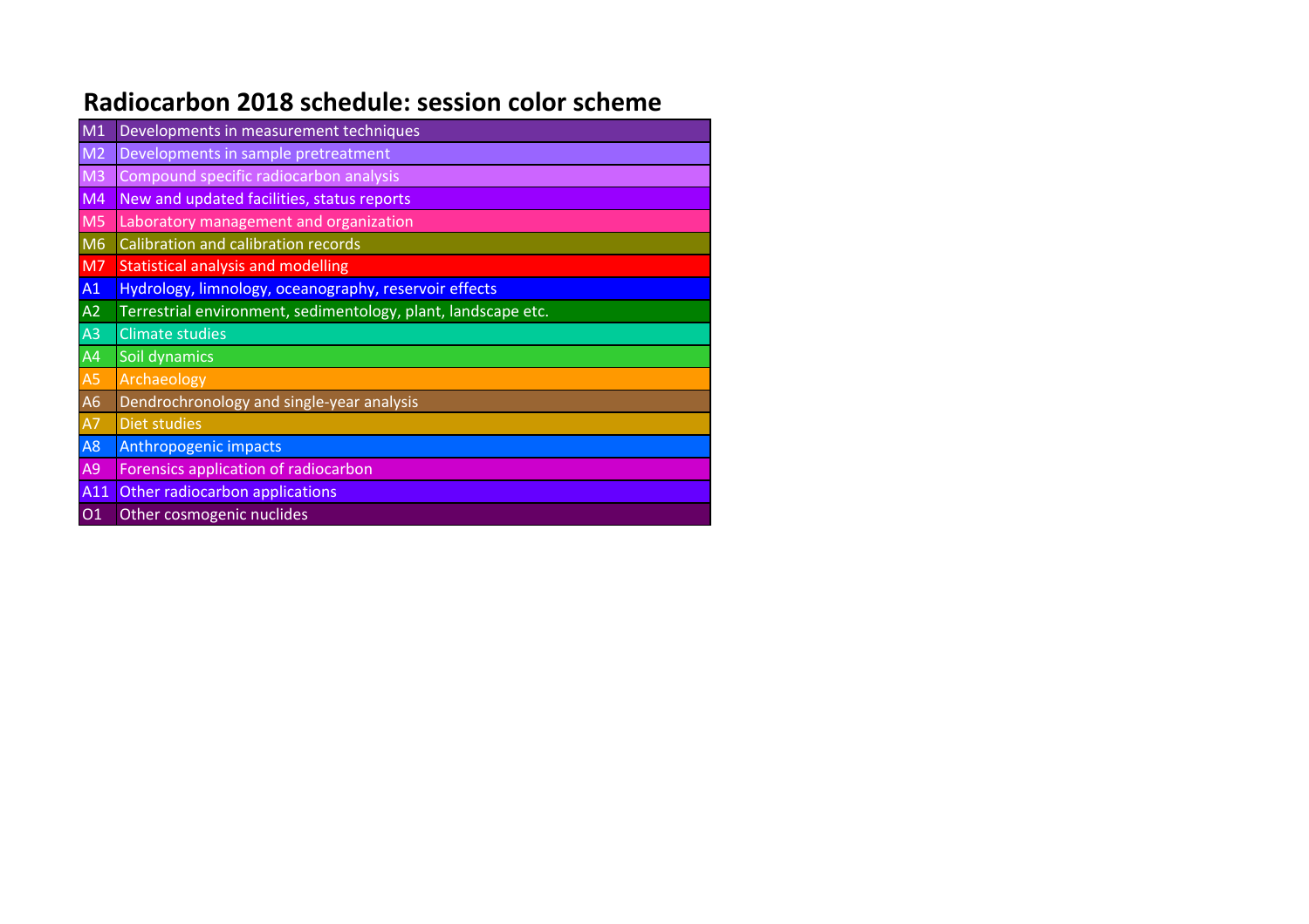# Radiocarbon 2018 schedule: session color scheme

| | |
|---|---|
| M1 | Developments in measurement techniques |
| M2 | Developments in sample pretreatment |
| M3 | Compound specific radiocarbon analysis |
| M4 | New and updated facilities, status reports |
| M5 | Laboratory management and organization |
| M6 | Calibration and calibration records |
| M7 | Statistical analysis and modelling |
| A1 | Hydrology, limnology, oceanography, reservoir effects |
| A2 | Terrestrial environment, sedimentology, plant, landscape etc. |
| A3 | Climate studies |
| A4 | Soil dynamics |
| A5 | Archaeology |
| A6 | Dendrochronology and single-year analysis |
| A7 | Diet studies |
| A8 | Anthropogenic impacts |
| A9 | Forensics application of radiocarbon |
| A11 | Other radiocarbon applications |
| O1 | Other cosmogenic nuclides |